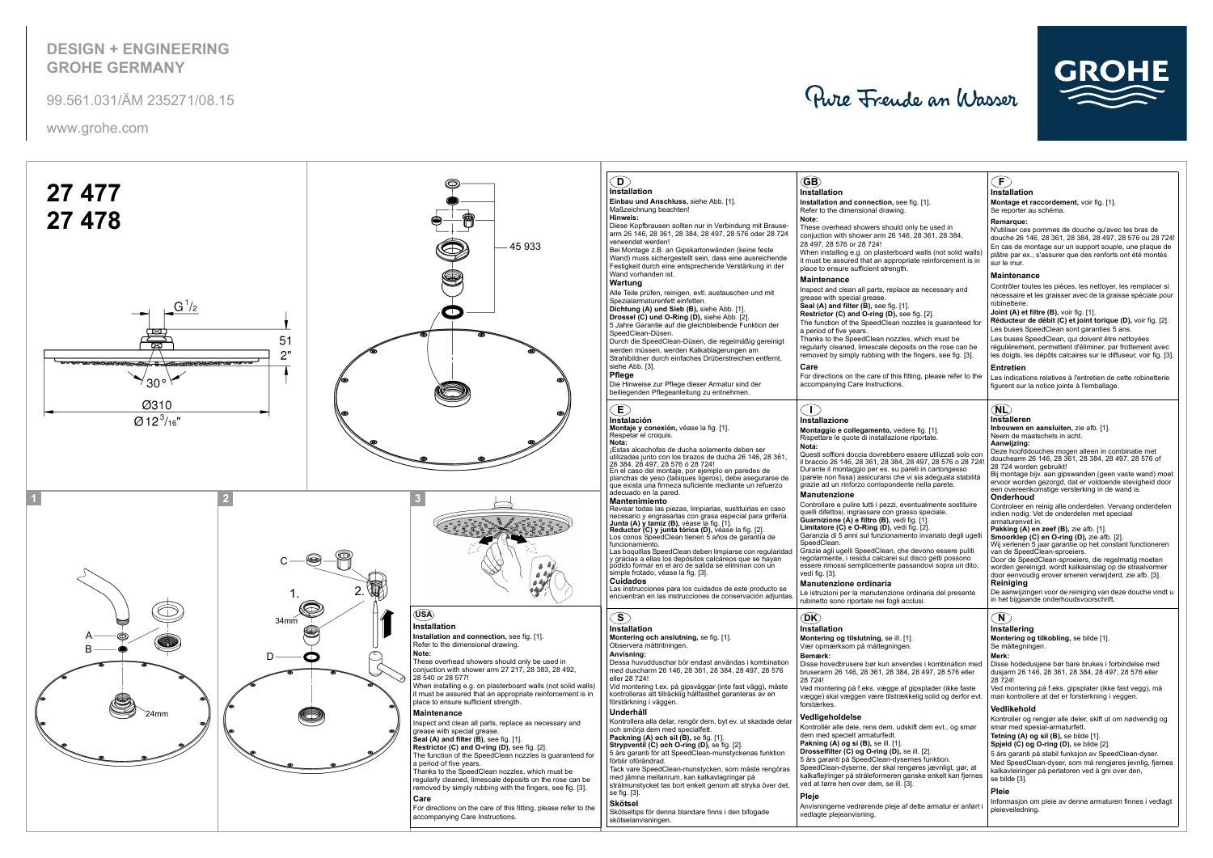**DESIGN + ENGINEERING**
**GROHE GERMANY**

99.561.031/ÄM 235271/08.15

www.grohe.com

Pure Freude an Wasser

GROHE

# 27 477
# 27 478

$G^1/_2$

51
2"

30°

Ø310
Ø12 $^3/_{16}$"

45 933

1

2

3

A
B
24mm

C
1.
2.
34mm
D

## (D)
### Installation

**Einbau und Anschluss,** siehe Abb. [1].
Maßzeichnung beachten!

**Hinweis:**
Diese Kopfbrausen sollten nur in Verbindung mit Brausearm 26 146, 28 361, 28 384, 28 497, 28 576 oder 28 724 verwendet werden!
Bei Montage z.B. an Gipskartonwänden (keine feste Wand) muss sichergestellt sein, dass eine ausreichende Festigkeit durch eine entsprechende Verstärkung in der Wand vorhanden ist.

### Wartung
Alle Teile prüfen, reinigen, evtl. austauschen und mit Spezialarmaturenfett einfetten.
**Dichtung (A) und Sieb (B),** siehe Abb. [1].
**Drossel (C) und O-Ring (D),** siehe Abb. [2].
5 Jahre Garantie auf die gleichbleibende Funktion der SpeedClean-Düsen.
Durch die SpeedClean-Düsen, die regelmäßig gereinigt werden müssen, werden Kalkablagerungen am Strahlbildner durch einfaches Drüberstreichen entfernt, siehe Abb. [3].

### Pflege
Die Hinweise zur Pflege dieser Armatur sind der beiliegenden Pflegeanleitung zu entnehmen.

## (GB)
### Installation

**Installation and connection,** see fig. [1].
Refer to the dimensional drawing.

**Note:**
These overhead showers should only be used in conjuction with shower arm 26 146, 28 361, 28 384, 28 497, 28 576 or 28 724!
When installing e.g. on plasterboard walls (not solid walls) it must be assured that an appropriate reinforcement is in place to ensure sufficient strength.

### Maintenance
Inspect and clean all parts, replace as necessary and grease with special grease.
**Seal (A) and filter (B),** see fig. [1].
**Restrictor (C) and O-ring (D),** see fig. [2].
The function of the SpeedClean nozzles is guaranteed for a period of five years.
Thanks to the SpeedClean nozzles, which must be regularly cleaned, limescale deposits on the rose can be removed by simply rubbing with the fingers, see fig. [3].

### Care
For directions on the care of this fitting, please refer to the accompanying Care Instructions.

## (F)
### Installation

**Montage et raccordement,** voir fig. [1].
Se reporter au schéma.

**Remarque:**
N'utiliser ces pommes de douche qu'avec les bras de douche 26 146, 28 361, 28 384, 28 497, 28 576 ou 28 724!
En cas de montage sur un support souple, une plaque de plâtre par ex., s'assurer que des renforts ont été montés sur le mur.

### Maintenance
Contrôler toutes les pièces, les nettoyer, les remplacer si nécessaire et les graisser avec de la graisse spéciale pour robinetterie.
**Joint (A) et filtre (B),** voir fig. [1].
**Réducteur de débit (C) et joint torique (D),** voir fig. [2].
Les buses SpeedClean sont garanties 5 ans.
Les buses SpeedClean, qui doivent être nettoyées régulièrement, permettent d'éliminer, par frottement avec les doigts, les dépôts calcaires sur le diffuseur, voir fig. [3].

### Entretien
Les indications relatives à l'entretien de cette robinetterie figurent sur la notice jointe à l'emballage.

## (E)
### Instalación

**Montaje y conexión,** véase la fig. [1].
Respetar el croquis.

**Nota:**
¡Estas alcachofas de ducha solamente deben ser utilizadas junto con los brazos de ducha 26 146, 28 361, 28 384, 28 497, 28 576 ó 28 724!
En el caso del montaje, por ejemplo en paredes de planchas de yeso (tabiques ligeros), debe asegurarse de que exista una firmeza suficiente mediante un refuerzo adecuado en la pared.

### Mantenimiento
Revisar todas las piezas, limpiarlas, sustituirlas en caso necesario y engrasarlas con grasa especial para grifería.
**Junta (A) y tamiz (B),** véase la fig. [1].
**Reductor (C) y junta tórica (D),** véase la fig. [2].
Los conos SpeedClean tienen 5 años de garantía de funcionamiento.
Las boquillas SpeedClean deben limpiarse con regularidad y gracias a ellas los depósitos calcáreos que se hayan podido formar en el aro de salida se eliminan con un simple frotado, véase la fig. [3].

### Cuidados
Las instrucciones para los cuidados de este producto se encuentran en las instrucciones de conservación adjuntas.

## (I)
### Installazione

**Montaggio e collegamento,** vedere fig. [1].
Rispettare le quote di installazione riportate.

**Nota:**
Questi soffioni doccia dovrebbero essere utilizzati solo con il braccio 26 146, 28 361, 28 384, 28 497, 28 576 o 28 724!
Durante il montaggio per es. su pareti in cartongesso (parete non fissa) assicurarsi che vi sia adeguata stabilità grazie ad un rinforzo corrispondente nella parete.

### Manutenzione
Controllare e pulire tutti i pezzi, eventualmente sostituire quelli difettosi, ingrassare con grasso speciale.
**Guarnizione (A) e filtro (B),** vedi fig. [1].
**Limitatore (C) e O-Ring (D),** vedi fig. [2].
Garanzia di 5 anni sul funzionamento invariato degli ugelli SpeedClean.
Grazie agli ugelli SpeedClean, che devono essere puliti regolarmente, i residui calcarei sul disco getti possono essere rimossi semplicemente passandovi sopra un dito, vedi fig. [3].

### Manutenzione ordinaria
Le istruzioni per la manutenzione ordinaria del presente rubinetto sono riportate nei fogli acclusi.

## (NL)
### Installeren

**Inbouwen en aansluiten,** zie afb. [1].
Neem de maatschets in acht.

**Aanwijzing:**
Deze hoofddouches mogen alleen in combinatie met douchearm 26 146, 28 361, 28 384, 28 497, 28 576 of 28 724 worden gebruikt!
Bij montage bijv. aan gipswanden (geen vaste wand) moet ervoor worden gezorgd, dat er voldoende stevigheid door een overeenkomstige versterking in de wand is.

### Onderhoud
Controleer en reinig alle onderdelen. Vervang onderdelen indien nodig. Vet de onderdelen met speciaal armaturenvet in.
**Pakking (A) en zeef (B),** zie afb. [1].
**Smoorklep (C) en O-ring (D),** zie afb. [2].
Wij verlenen 5 jaar garantie op het constant functioneren van de SpeedClean-sproeiers.
Door de SpeedClean-sproeiers, die regelmatig moeten worden gereinigd, wordt kalkaanslag op de straalvormer door eenvoudig erover smeren verwijderd, zie afb. [3].

### Reiniging
De aanwijzingen voor de reiniging van deze douche vindt u in het bijgaande onderhoudsvoorschrift.

## (USA)
### Installation

**Installation and connection,** see fig. [1].
Refer to the dimensional drawing.

**Note:**
These overhead showers should only be used in conjuction with shower arm 27 217, 28 383, 28 492, 28 540 or 28 577!
When installing e.g. on plasterboard walls (not solid walls) it must be assured that an appropriate reinforcement is in place to ensure sufficient strength.

### Maintenance
Inspect and clean all parts, replace as necessary and grease with special grease.
**Seal (A) and filter (B),** see fig. [1].
**Restrictor (C) and O-ring (D),** see fig. [2].
The function of the SpeedClean nozzles is guaranteed for a period of five years.
Thanks to the SpeedClean nozzles, which must be regularly cleaned, limescale deposits on the rose can be removed by simply rubbing with the fingers, see fig. [3].

### Care
For directions on the care of this fitting, please refer to the accompanying Care Instructions.

## (S)
### Installation

**Montering och anslutning,** se fig. [1].
Observera måttritningen.

**Anvisning:**
Dessa huvudduschar bör endast användas i kombination med duscharm 26 146, 28 361, 28 384, 28 497, 28 576 eller 28 724!
Vid montering t.ex. på gipsväggar (inte fast vägg), måste kontrolleras att tillräcklig hållfasthet garanteras av en förstärkning i väggen.

### Underhåll
Kontrollera alla delar, rengör dem, byt ev. ut skadade delar och smörja dem med specialfett.
**Packning (A) och sil (B),** se fig. [1].
**Strypventil (C) och O-ring (D),** se fig. [2].
5 års garanti för att SpeedClean-munstyckenas funktion förblir oförändrad.
Tack vare SpeedClean-munstycken, som måste rengöras med jämna mellanrum, kan kalkavlagringar på strålmunstycket tas bort enkelt genom att stryka över det, se fig. [3].

### Skötsel
Skötseltips för denna blandare finns i den bifogade skötselanvisningen.

## (DK)
### Installation

**Montering og tilslutning,** se ill. [1].
Vær opmærksom på måltegningen.

**Bemærk:**
Disse hovedbrusere bør kun anvendes i kombination med bruserarm 26 146, 28 361, 28 384, 28 497, 28 576 eller 28 724!
Ved montering på f.eks. vægge af gipsplader (ikke faste vægge) skal væggen være tilstrækkelig solid og derfor evt. forstærkes.

### Vedligeholdelse
Kontrollér alle dele, rens dem, udskift dem evt., og smør dem med speciel armaturfedt.
**Pakning (A) og si (B),** se ill. [1].
**Drosselfilter (C) og O-ring (D),** se ill. [2].
5 års garanti på SpeedClean-dysernes funktion.
SpeedClean-dyserne, der skal rengøres jævnligt, gør, at kalkaflejringer på stråleformeren ganske enkelt kan fjernes ved at tørre hen over dem, se ill. [3].

### Pleje
Anvisningerne vedrørende pleje af dette armatur er anført i vedlagte plejeanvisning.

## (N)
### Installering

**Montering og tilkobling,** se bilde [1].
Se måltegningen.

**Merk:**
Disse hodedusjene bør bare brukes i forbindelse med dusjarm 26 146, 28 361, 28 384, 28 497, 28 576 eller 28 724!
Ved montering på f.eks. gipsplater (ikke fast vegg), må man kontrollere at det er forsterkning i veggen.

### Vedlikehold
Kontroller og rengjør alle deler, skift ut om nødvendig og smør med spesial-armaturfett.
**Tetning (A) og sil (B),** se bilde [1].
**Spjeld (C) og O-ring (D),** se bilde [2].
5 års garanti på stabil funksjon av SpeedClean-dyser.
Med SpeedClean-dyser, som må rengjøres jevnlig, fjernes kalkavleiringer på perlatoren ved å gni over den, se bilde [3].

### Pleie
Informasjon om pleie av denne armaturen finnes i vedlagt pleieveiledning.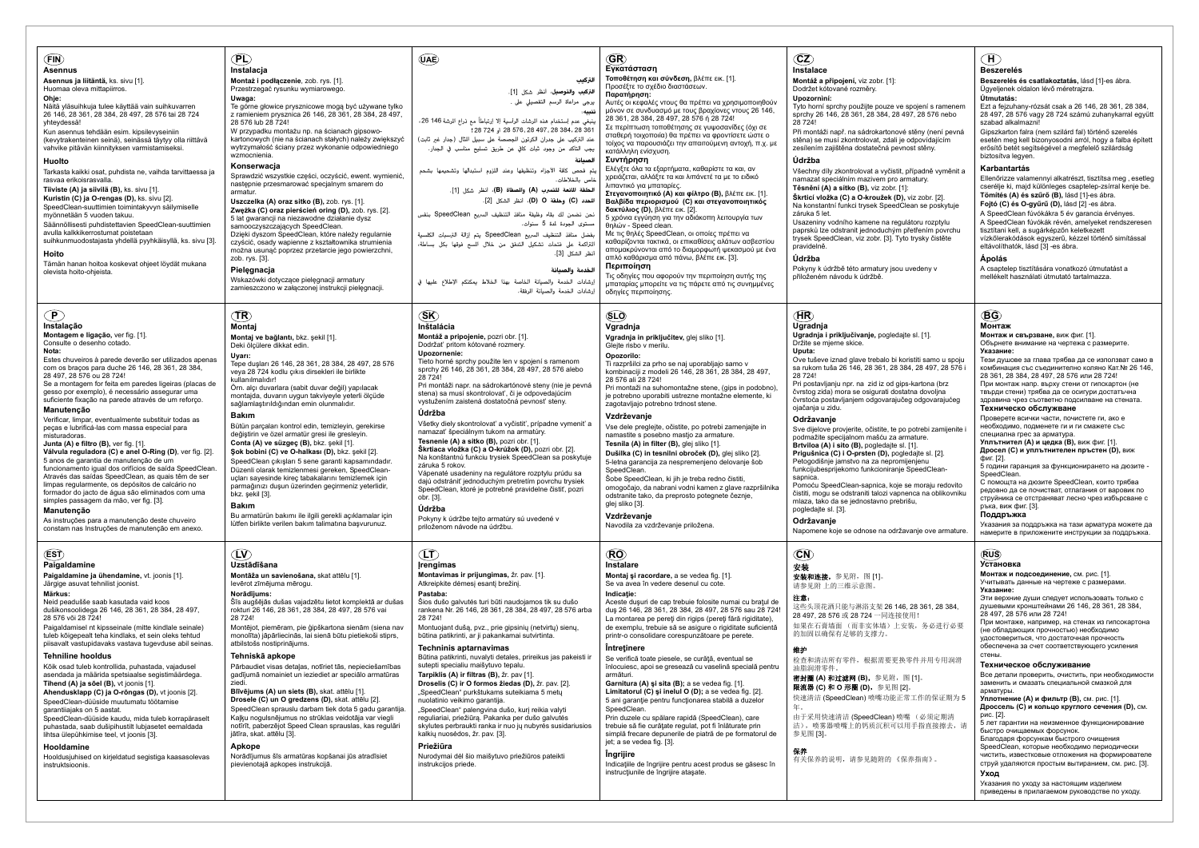## FIN

### Asennus

**Asennus ja liitäntä**, ks. sivu [1].
Huomaa oheva mittapiirros.

**Ohje:**
Näitä yläsuihkuja tulee käyttää vain suihkuvarren 26 146, 26 361, 28 384, 28 497, 28 576 tai 28 724 yhteydessä!

Kun asennus tehdään esim. kipsilevyseiniin (kevytrakenteinen seinä), seinässä täytyy olla riittävä vahvike pitävän kiinnityksen varmistamiseksi.

### Huolto

Tarkasta kaikki osat, puhdista ne, vaihda tarvittaessa ja rasvaa erikoisrasvalla.

**Tiiviste (A) ja siivilä (B),** ks. sivu [1].
**Kuristin (C) ja O-rengas (D),** ks. sivu [2].
SpeedClean-suuttimien toimintakyvyn säilymiselle myönnetään 5 vuoden takuu.

Säännöllisesti puhdistettavien SpeedClean-suuttimien avulla kalkkikerrostumat poistetaan suihkunmuodostajasta yhdellä pyyhkäisyllä, ks. sivu [3].

### Hoito

Tämän hanan hoitoa koskevat ohjeet löydät mukana olevista hoito-ohjeista.

## PL

### Instalacja

**Montaż i podłączenie**, zob. rys. [1].
Przestrzegać rysunku wymiarowego.

**Uwaga:**
Te górne głowice prysznicowe mogą być używane tylko z ramieniem prysznica 26 146, 26 361, 28 384, 28 497, 28 576 lub 28 724!

W przypadku montażu np. na ścianach gipsowo-kartonowych (nie na ścianach stałych) należy zwiększyć wytrzymałość ściany przez wykonanie odpowiedniego wzmocnienia.

### Konserwacja

Sprawdzić wszystkie części, oczyścić, ewent. wymienić, następnie przesmarować specjalnym smarem do armatur.

**Uszczelka (A) oraz sitko (B),** zob. rys. [1].
**Zwężka (C) oraz pierścień oring (D),** zob. rys. [2].
5 lat gwarancji na niezawodne działanie dysz samooczyszczających SpeedClean.

Dzięki dyszom SpeedClean, które należy regularnie czyścić, osady wapienne z kształtownika strumienia można usunąć poprzez przetarcie jego powierzchni, zob. rys. [3].

### Pielęgnacja

Wskazówki dotyczące pielęgnacji armatury zamieszczono w załączonej instrukcji pielęgnacji.

## UAE

### التركيب

**التركيب والتوصيل**، انظر شكل [1].
يرجى مراعاة الرسم التفصيلي على .

**تنبيه:**
ينبغي عدم إستخدام هذه الرشات الرئيسية إلا إرتباطاً مع ذراع الرشة 146 26، 361 26، 384 28، 497 28، 576 28 أو 724 28!

عند التركيب على جدران الكرتون المجصصة على سبيل المثال (جدار غير ثابت) يجب التأكد من وجود ثبات كافٍ عن طريق تسليح مناسب في الجدار.

### الصيانة

يتم فحص كافة الأجزاء وتنظيفها وعند اللزوم استبدالها وتشحيمها بشحم خاص بالخلاطات.

**الحلقة المانعة للتسرب (A) والمصفاة (B)**، انظر شكل [1].
**المحدد (C) وحلقة O (D)**، انظر الشكل [2].

نحن نضمن لك بقاء وظيفة منافذ التنظيف السريع SpeedClean بنفس مستوى الجودة لمدة 5 سنوات.

بفضل منافذ التنظيف السريع SpeedClean يتم إزالة الترسبات الكلسية المتراكمة على فتحات تشكيل التدفق من خلال المسح فوقها بكل بساطة، انظر الشكل [3].

### الخدمة والصيانة

إرشادات الخدمة والصيانة الخاصة بهذا الخلاط يمكنكم الإطلاع عليها في إرشادات الخدمة والصيانة المرفقة.

## GR

### Εγκατάσταση

**Τοποθέτηση και σύνδεση,** βλέπε εικ. [1].
Προσέξτε το σχέδιο διαστάσεων.

**Παρατήρηση:**
Αυτές οι κεφαλές ντους θα πρέπει να χρησιμοποιηθούν μόνον σε συνδυασμό με τους βραχίονες ντους 26 146, 26 361, 28 384, 28 497, 28 576 ή 28 724!

Σε περίπτωση τοποθέτησης σε γυψοσανίδες (όχι σε σταθερή τοιχοποιία) θα πρέπει να φροντίσετε ώστε ο τοίχος να παρουσιάζει την απαιτούμενη αντοχή, π.χ. με κατάλληλη ενίσχυση.

### Συντήρηση

Ελέγξτε όλα τα εξαρτήματα, καθαρίστε τα και, αν χρειάζεται, αλλάξτε τα και λιπάνετέ τα με το ειδικό λιπαντικό για μπαταρίες.

**Στεγανοποιητικό (A) και φίλτρο (B),** βλέπε εικ. [1].
**Βαλβίδα περιορισμού (C) και στεγανοποιητικός δακτύλιος (D),** βλέπε εικ. [2].
5 χρόνια εγγύηση για την αδιάκοπη λειτουργία των θηλών - Speed clean.

Με τις θηλές SpeedClean, οι οποίες πρέπει να καθαρίζονται τακτικά, οι επικαθίσεις αλάτων ασβεστίου απομακρύνονται από το διαμορφωτή μεκασμού με ένα απλό καθάρισμα από πάνω, βλέπε εικ. [3].

### Περιποίηση

Τις οδηγίες που αφορούν την περιποίηση αυτής της μπαταρίας μπορείτε να τις πάρετε από τις συνημμένες οδηγίες περιποίησης.

## CZ

### Instalace

**Montáž a připojení,** viz zobr. [1]:
Dodržet kótované rozměry.

**Upozornění:**
Tyto horní sprchy použijte pouze ve spojení s ramenem sprchy 26 146, 26 361, 28 384, 28 497, 28 576 nebo 28 724!

Při montáži např. na sádrokartonové stěny (není pevná stěna) se musí zkontrolovat, zdali je odpovídajícím zesílením zajištěna dostatečná pevnost stěny.

### Údržba

Všechny díly zkontrolovat a vyčistit, případně vyměnit a namazat speciálním mazivem pro armatury.

**Těsnění (A) a sítko (B),** viz zobr. [1].
**Škrticí vložka (C) a O-kroužek (D),** viz zobr. [2].
Na konstantní funkci trysek SpeedClean se poskytuje záruka 5 let.

Usazeniny vodního kamene na regulátoru rozptylu paprsků lze odstranit jednoduchým přetřením povrchu trysek SpeedClean, viz zobr. [3]. Tyto trysky čistěte pravidelně.

### Údržba

Pokyny k údržbě této armatury jsou uvedeny v přiloženém návodu k údržbě.

## H

### Beszerelés

**Beszerelés és csatlakoztatás,** lásd [1]-es ábra.
Ügyeljenek oldalon lévő méretrajzra.

**Útmutatás:**
Ezt a fejzuhany-rózsát csak a 26 146, 26 361, 28 384, 28 497, 28 576 vagy 28 724 számú zuhanykarral együtt szabad alkalmazni!

Gipszkarton falra (nem szilárd fal) történő szerelés esetén meg kell bizonyosodni arról, hogy a falba épített erősítő betét segítségével a megfelelő szilárdság biztosítva legyen.

### Karbantartás

Ellenőrizze valamennyi alkatrészt, tisztítsa meg , esetleg cserélje ki, majd különleges csaptelep-zsírral kenje be.

**Tömítés (A) és szűrő (B),** lásd [1]-es ábra.
**Fojtó (C) és O-gyűrű (D),** lásd [2] -es ábra.
A SpeedClean fúvókákra 5 év garancia érvényes.

A SpeedClean fúvókák révén, amelyeket rendszeresen tisztítani kell, a sugárképzőn keletkezett vízkőlerakódások egyszerű, kézzel történő simítással eltávolíthatók, lásd [3] -es ábra.

### Ápolás

A csaptelep tisztítására vonatkozó útmutatást a mellékelt használati útmutató tartalmazza.

## P

### Instalação

**Montagem e ligação,** ver fig. [1].
Consulte o desenho cotado.

**Nota:**
Estes chuveiros à parede deverão ser utilizados apenas com os braços para duche 26 146, 26 361, 28 384, 28 497, 28 576 ou 28 724!

Se a montagem for feita em paredes ligeiras (placas de gesso por exemplo), é necessário assegurar uma suficiente fixação na parede através de um reforço.

### Manutenção

Verificar, limpar, eventualmente substituir todas as peças e lubrificá-las com massa especial para misturadoras.

**Junta (A) e filtro (B),** ver fig. [1].
**Válvula reguladora (C) e anel O-Ring (D)**, ver fig. [2].
5 anos de garantia de manutenção de um funcionamento igual dos orifícios de saída SpeedClean.

Através das saídas SpeedClean, as quais têm de ser limpas regularmente, os depósitos de calcário no formador do jacto de água são eliminados com uma simples passagem da mão, ver fig. [3].

### Manutenção

As instruções para a manutenção deste chuveiro constam nas Instruções de manutenção em anexo.

## TR

### Montaj

**Montaj ve bağlantı,** bkz. şekil [1].
Deki ölçülere dikkat edin.

**Uyarı:**
Tepe duşları 26 146, 26 361, 28 384, 28 497, 28 576 veya 28 724 kodlu çıkış dirsekleri ile birlikte kullanılmalıdır!

Örn. alçı duvarlara (sabit duvar değil) yapılacak montajda, duvarın uygun takviyeyle yeterli ölçüde sağlamlaştırıldığından emin olunmalıdır.

### Bakım

Bütün parçaları kontrol edin, temizleyin, gerekirse değiştirin ve özel armatür gresi ile gresleyin.

**Conta (A) ve süzgeç (B),** bkz. şekil [1].
**Şok bobini (C) ve O-halkası (D),** bkz. şekil [2].
SpeedClean çıkışları 5 sene garanti kapsamındadır.

Düzenli olarak temizlenmesi gereken, SpeedClean-uçları sayesinde kireç tabakalarını temizlemek için parmağınızı duşun üzerinden geçirmeniz yeterlidir, bkz. şekil [3].

### Bakım

Bu armatürün bakımı ile ilgili gerekli açıklamalar için lütfen birlikte verilen bakım talimatına başvurunuz.

## SK

### Inštalácia

**Montáž a pripojenie,** pozri obr. [1].
Dodržať pritom kótované rozmery.

**Upozornenie:**
Tieto horné sprchy použite len v spojení s ramenom sprchy 26 146, 26 361, 28 384, 28 497, 28 576 alebo 28 724!

Pri montáži napr. na sádrokartónové steny (nie je pevná stena) sa musí skontrolovať, či je odpovedajúcim vystužením zaistená dostatočná pevnosť steny.

### Údržba

Všetky diely skontrolovať a vyčistiť, prípadne vymeniť a namazať špeciálnym tukom na armatúry.

**Tesnenie (A) a sitko (B),** pozri obr. [1].
**Škrtiaca vložka (C) a O-krúžok (D),** pozri obr. [2].
Na konštantnú funkciu trysiek SpeedClean sa poskytuje záruka 5 rokov.

Vápenaté usadeniny na regulátore rozptylu prúdu sa dajú odstrániť jednoduchým pretretím povrchu trysiek SpeedClean, ktoré je potrebné pravidelne čistiť, pozri obr. [3].

### Údržba

Pokyny k údržbe tejto armatúry sú uvedené v priloženom návode na údržbu.

## SLO

### Vgradnja

**Vgradnja in priključitev,** glej sliko [1].
Glejte risbo v merilu.

**Opozorilo:**
Ti razpršilci za prho se naj uporabljajo samo v kombinaciji z modeli 26 146, 26 361, 28 384, 28 497, 28 576 ali 28 724!

Pri montaži na suhomontažne stene, (gips in podobno), je potrebno uporabiti ustrezne montažne elemente, ki zagotavljajo potrebno trdnost stene.

### Vzdrževanje

Vse dele preglejte, očistite, po potrebi zamenjajte in namastite s posebno mastjo za armature.

**Tesnila (A) in filter (B),** glej sliko [1].
**Dušilka (C) in tesnilni obroček (D),** glej sliko [2].
5-letna garancija za nespremenjeno delovanje šob SpeedClean.

Šobe SpeedClean, ki jih je treba redno čistiti, omogočajo, da nabrani vodni kamen z glave razpršilnika odstranite tako, da preprosto potegnete čeznje, glej sliko [3].

### Vzdrževanje

Navodila za vzdrževanje priložena.

## HR

### Ugradnja

**Ugradnja i priključivanje,** pogledajte sl. [1].
Držite se mjerne skice.

**Uputa:**
Ove tuševe iznad glave trebalo bi koristiti samo u spoju sa rukom tuša 26 146, 26 361, 28 384, 28 497, 28 576 i 28 724!

Pri postavljanju npr. na zid iz od gips-kartona (brz čvrstog zida) mora se osigurati dostatna dovoljna čvrstoća postavljanjem odgovarajućeg odgovarajućeg ojačanja u zidu.

### Održavanje

Sve dijelove provjerite, očistite, te po potrebi zamijenite i podmažite specijalnom mašću za armature.

**Brtviloa (A) i sito (B),** pogledajte sl. [1].
**Prigušnica (C) i O-prsten (D),** pogledajte sl. [2].
Petogodišnje jamstvo na za nepromijenjenu funkcijubesprijekorno funkcioniranje SpeedClean-sapnica.

Pomoću SpeedClean-sapnica, koje se moraju redovito čistiti, mogu se odstraniti talozi vapnenca na oblikovniku mlaza, tako da se jednostavno prebrišu, pogledajte sl. [3].

### Održavanje

Napomene koje se odnose na održavanje ove armature.

## BG

### Монтаж

**Монтаж и свързване,** виж фиг. [1].
Обърнете внимание на чертежа с размерите.

**Указание:**
Тези душове за глава трябва да се използват само в комбинация със съединително коляно Кат.№ 26 146, 26 361, 28 384, 28 497, 28 576 или 28 724!

При монтаж напр. върху стени от гипскартон (не твърди стени) трябва да се осигури достатъчна здравина чрез съответно подсилване на стената.

### Техническо обслужване

Проверете всички части, почистете ги, ако е необходимо, подменете ги и ги смажете със специална грес за арматура.

**Уплътнители (A) и цедка (B),** виж фиг. [1].
**Дросел (C) и уплътнителен пръстен (D),** виж фиг. [2].
5 години гаранция за функционирането на дюзите - SpeedClean.

С помощта на дюзите SpeedClean, които трябва редовно да се почистват, отлаганията от варовик по струйника се отстраняват лесно чрез избърсване с ръка, виж фиг. [3].

### Поддръжка

Указания за поддръжка на тази арматура можете да намерите в приложените инструкции за поддръжка.

## EST

### Paigaldamine

**Paigaldamine ja ühendamine,** vt. joonis [1].
Järgige asuvat tehnilist joonist.

**Märkus:**
Neid peadušše saab kasutada vaid koos duššikonsoolidega 26 146, 26 361, 28 384, 28 497, 28 576 või 28 724!

Paigaldamisel nt kipsseinale (mitte kindlale seinale) tuleb kõigepealt teha kindlaks, et sein oleks tehtud piisavalt vastupidavaks vastava tugevduse abil seinas.

### Tehniline hooldus

Kõik osad tuleb kontrollida, puhastada, vajadusel asendada ja määrida spetsiaalse segistimäärdega.

**Tihend (A) ja sõel (B),** vt joonis [1].
**Ahenduskiapp (C) ja O-rõngas (D),** vt joonis [2].
SpeedClean-düüside muutumatu töötamise garantiiajaks on 5 aastat.

SpeedClean-düüside kaudu, mida tuleb korrapäraselt puhastada, saab dušipihustilt lubjasetet eemaldada lihtsa ülepühkimise teel, vt joonis [3].

### Hooldamine

Hooldusjuhised on kirjeldatud segistiga kaasasolevas instruktsioonis.

## LV

### Uzstādīšana

**Montāža un savienošana,** skat attēlu [1].
Ievērot zīmējuma mērogu.

**Norādījums:**
Šīs augšējās dušas vajadzētu lietot komplektā ar dušas rokturi 26 146, 26 361, 28 384, 28 497, 28 576 vai 28 724!

Montējot, piemēram, pie ģipškartona sienām (siena nav monolīta) jāpārliecinās, lai sienā būtu pietiekoši stiprs, atbilstošs nostiprinājums.

### Tehniskā apkope

Pārbaudiet visas detaļas, notīriet tās, nepieciešamības gadījumā nomainiet un ieziediet ar speciālo armatūras ziedi.

**Blīvējums (A) un siets (B),** skat. attēlu [1].
**Drosele (C) un O gredzens (D),** skat. attēlu [2].
SpeedClean sprauslu darbam tiek dota 5 gadu garantija.

Kaļķu nogulsnējumus no strūklas veidotāja var viegli notīrīt, paberzējot Speed Clean sprauslas, kas regulāri jātīra, skat. attēlu [3].

### Apkope

Norādījumus šīs armatūras kopšanai jūs atradīsiet pievienotajā apkopes instrukcijā.

## LT

### Įrengimas

**Montavimas ir prijungimas,** žr. pav. [1].
Atkreipkite dėmesį esantį brėžinį.

**Pastaba:**
Šios dušo galvutės turi būti naudojamos tik su dušo rankena Nr. 26 146, 26 361, 28 384, 28 497, 28 576 arba 28 724!

Montuojant dušą, pvz., prie gipsinių (netvirtų) sienų, būtina patikrinti, ar ji pakankamai sutvirtinta.

### Techninis aptarnavimas

Būtina patikrinti, nuvalyti detales, prireikus jas pakeisti ir sutepti specialiu maišytuvo tepalu.

**Tarpiklis (A) ir filtras (B),** žr. pav [1].
**Droselis (C) ir O formos žiedas (D),** žr. pav. [2].
„SpeedClean" purkštukams suteikiama 5 metų nuolatinio veikimo garantija.

„SpeedClean" palengvina dušo, kurį reikia valyti reguliariai, priežiūrą. Pakanka per dušo galvutės skylutes perbraukti ranka ir nuo jų nubyrės susidariusios kalkių nuosėdos, žr. pav. [3].

### Priežiūra

Nurodymai dėl šio maišytuvo priežiūros pateikti instrukcijos priede.

## RO

### Instalare

**Montaj şi racordare,** a se vedea fig. [1].
Se va avea în vedere desenul cu cote.

**Indicaţie:**
Aceste duşuri de cap trebuie folosite numai cu braţul de duş 26 146, 26 361, 28 384, 28 497, 28 576 sau 28 724!

La montarea pe pereţi din rigips (pereţi fără rigiditate), de exemplu, trebuie să se asigure o rigiditate suficientă printr-o consolidare corespunzătoare pe perete.

### Întreţinere

Se verifică toate piesele, se curăţă, eventual se înlocuiesc, apoi se gresează cu vaselină specială pentru armături.

**Garnitura (A) şi sita (B);** a se vedea fig. [1].
**Limitatorul (C) şi inelul O (D);** a se vedea fig. [2].
5 ani garanţie pentru funcţionarea stabilă a duzelor SpeedClean.

Prin duzele cu spălare rapidă (SpeedClean), care trebuie să fie curăţate regulat, pot fi înlăturate prin simplă frecare depunerile de piatră de pe formatorul de jet; a se vedea fig. [3].

### Îngrijire

Indicaţiile de îngrijire pentru acest produs se găsesc în instrucţiunile de îngrijire ataşate.

## CN

### 安装

**安装和连接，**参见附，图 [1]。
请参见附 上的三维示意图。

**注意：**
这些头顶花洒只能与淋浴支架 26 146, 26 361, 28 384, 28 497, 28 576 或 28 724 一同连接使用！

如果在石膏墙面（而非实体墙）上安装，务必进行必要的加固以确保有足够的支撑力。

### 维护

检查和清洁所有零件，根据需要更换零件并用专用润滑油脂润滑零件。

**密封圈 (A) 和过滤网 (B)，**参见附，图 [1]。
**限流器 (C) 和 O 形圈 (D)，**参见图 [2]。

快速清洁 (SpeedClean) 喷嘴功能正常工作的保证期为 5 年。

由于采用快速清洁 (SpeedClean) 喷嘴（必须定期清洁），喷雾器喷嘴上的钙质沉积可以用手指直接擦去，请参见图 [3]。

### 保养

有关保养的说明，请参见随附的《保养指南》。

## RUS

### Установка

**Монтаж и подсоединение,** см. рис. [1].
Учитывать данные на чертеже с размерами.

**Указание:**
Эти верхние души следует использовать только с душевыми кронштейнами 26 146, 26 361, 28 384, 28 497, 28 576 или 28 724!

При монтаже, например, на стенах из гипсокартона (не обладающих прочностью) необходимо удостовериться, что достаточная прочность обеспечена за счет соответствующего усиления стены.

### Техническое обслуживание

Все детали проверить, очистить, при необходимости заменить и смазать специальной смазкой для арматуры.

**Уплотнение (A) и фильтр (B),** см. рис. [1].
**Дроссель (C) и кольцо круглого сечения (D),** см. рис. [2].
5 лет гарантии на неизменное функционирование быстро очищаемых форсунок.

Благодаря форсункам быстрого очищения SpeedClean, которые необходимо периодически чистить, известковые отложения на формирователе струй удаляются простым вытиранием, см. рис. [3].

### Уход

Указания по уходу за настоящим изделием приведены в прилагаемом руководстве по уходу.